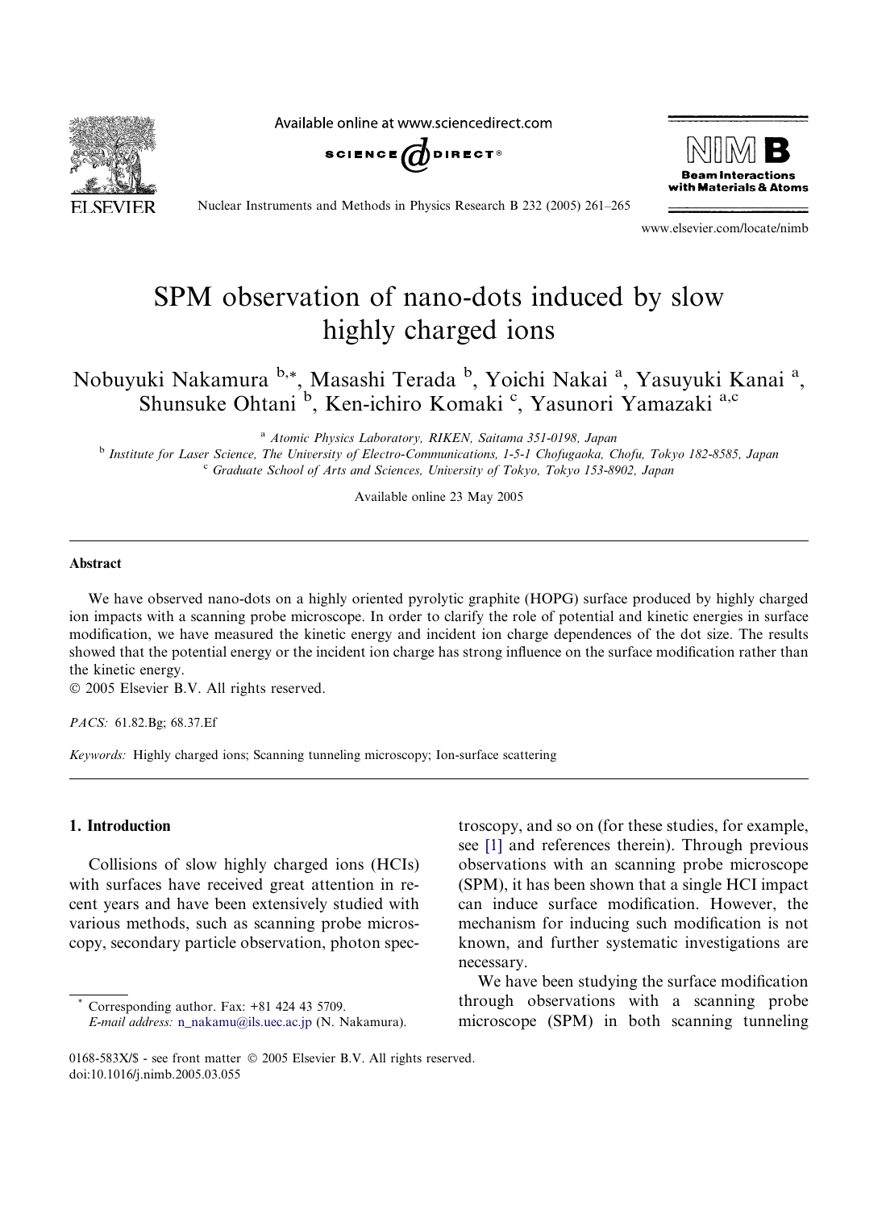# SPM observation of nano-dots induced by slow highly charged ions

Nobuyuki Nakamura [b,*], Masashi Terada [b], Yoichi Nakai [a], Yasuyuki Kanai [a], Shunsuke Ohtani [b], Ken-ichiro Komaki [c], Yasunori Yamazaki [a,c]

[a] Atomic Physics Laboratory, RIKEN, Saitama 351-0198, Japan

[b] Institute for Laser Science, The University of Electro-Communications, 1-5-1 Chofugaoka, Chofu, Tokyo 182-8585, Japan

[c] Graduate School of Arts and Sciences, University of Tokyo, Tokyo 153-8902, Japan

Available online 23 May 2005

## Abstract

We have observed nano-dots on a highly oriented pyrolytic graphite (HOPG) surface produced by highly charged ion impacts with a scanning probe microscope. In order to clarify the role of potential and kinetic energies in surface modification, we have measured the kinetic energy and incident ion charge dependences of the dot size. The results showed that the potential energy or the incident ion charge has strong influence on the surface modification rather than the kinetic energy.

© 2005 Elsevier B.V. All rights reserved.

*PACS:* 61.82.Bg; 68.37.Ef

*Keywords:* Highly charged ions; Scanning tunneling microscopy; Ion-surface scattering

## 1. Introduction

Collisions of slow highly charged ions (HCIs) with surfaces have received great attention in recent years and have been extensively studied with various methods, such as scanning probe microscopy, secondary particle observation, photon spectroscopy, and so on (for these studies, for example, see [1] and references therein). Through previous observations with an scanning probe microscope (SPM), it has been shown that a single HCI impact can induce surface modification. However, the mechanism for inducing such modification is not known, and further systematic investigations are necessary.

We have been studying the surface modification through observations with a scanning probe microscope (SPM) in both scanning tunneling

\* Corresponding author. Fax: +81 424 43 5709.
*E-mail address:* n_nakamu@ils.uec.ac.jp (N. Nakamura).

0168-583X/$ - see front matter © 2005 Elsevier B.V. All rights reserved.
doi:10.1016/j.nimb.2005.03.055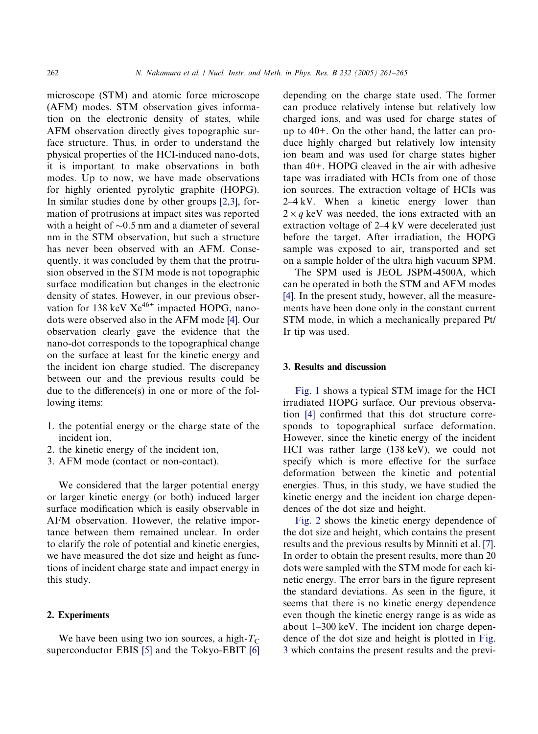microscope (STM) and atomic force microscope (AFM) modes. STM observation gives information on the electronic density of states, while AFM observation directly gives topographic surface structure. Thus, in order to understand the physical properties of the HCI-induced nano-dots, it is important to make observations in both modes. Up to now, we have made observations for highly oriented pyrolytic graphite (HOPG). In similar studies done by other groups [2,3], formation of protrusions at impact sites was reported with a height of ~0.5 nm and a diameter of several nm in the STM observation, but such a structure has never been observed with an AFM. Consequently, it was concluded by them that the protrusion observed in the STM mode is not topographic surface modification but changes in the electronic density of states. However, in our previous observation for 138 keV $Xe^{46+}$ impacted HOPG, nano-dots were observed also in the AFM mode [4]. Our observation clearly gave the evidence that the nano-dot corresponds to the topographical change on the surface at least for the kinetic energy and the incident ion charge studied. The discrepancy between our and the previous results could be due to the difference(s) in one or more of the following items:

1. the potential energy or the charge state of the incident ion,
2. the kinetic energy of the incident ion,
3. AFM mode (contact or non-contact).

We considered that the larger potential energy or larger kinetic energy (or both) induced larger surface modification which is easily observable in AFM observation. However, the relative importance between them remained unclear. In order to clarify the role of potential and kinetic energies, we have measured the dot size and height as functions of incident charge state and impact energy in this study.

## 2. Experiments

We have been using two ion sources, a high-$T_C$ superconductor EBIS [5] and the Tokyo-EBIT [6] depending on the charge state used. The former can produce relatively intense but relatively low charged ions, and was used for charge states of up to 40+. On the other hand, the latter can produce highly charged but relatively low intensity ion beam and was used for charge states higher than 40+. HOPG cleaved in the air with adhesive tape was irradiated with HCIs from one of those ion sources. The extraction voltage of HCIs was 2–4 kV. When a kinetic energy lower than $2 \times q$ keV was needed, the ions extracted with an extraction voltage of 2–4 kV were decelerated just before the target. After irradiation, the HOPG sample was exposed to air, transported and set on a sample holder of the ultra high vacuum SPM.

The SPM used is JEOL JSPM-4500A, which can be operated in both the STM and AFM modes [4]. In the present study, however, all the measurements have been done only in the constant current STM mode, in which a mechanically prepared Pt/Ir tip was used.

## 3. Results and discussion

Fig. 1 shows a typical STM image for the HCI irradiated HOPG surface. Our previous observation [4] confirmed that this dot structure corresponds to topographical surface deformation. However, since the kinetic energy of the incident HCI was rather large (138 keV), we could not specify which is more effective for the surface deformation between the kinetic and potential energies. Thus, in this study, we have studied the kinetic energy and the incident ion charge dependences of the dot size and height.

Fig. 2 shows the kinetic energy dependence of the dot size and height, which contains the present results and the previous results by Minniti et al. [7]. In order to obtain the present results, more than 20 dots were sampled with the STM mode for each kinetic energy. The error bars in the figure represent the standard deviations. As seen in the figure, it seems that there is no kinetic energy dependence even though the kinetic energy range is as wide as about 1–300 keV. The incident ion charge dependence of the dot size and height is plotted in Fig. 3 which contains the present results and the previ-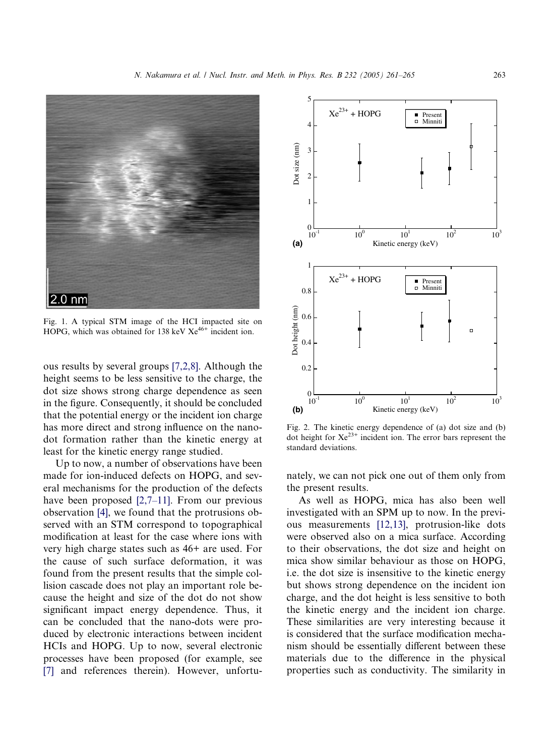Fig. 1. A typical STM image of the HCI impacted site on HOPG, which was obtained for 138 keV $Xe^{46+}$ incident ion.

Fig. 2. The kinetic energy dependence of (a) dot size and (b) dot height for $Xe^{23+}$ incident ion. The error bars represent the standard deviations.

ous results by several groups [7,2,8]. Although the height seems to be less sensitive to the charge, the dot size shows strong charge dependence as seen in the figure. Consequently, it should be concluded that the potential energy or the incident ion charge has more direct and strong influence on the nano-dot formation rather than the kinetic energy at least for the kinetic energy range studied.

Up to now, a number of observations have been made for ion-induced defects on HOPG, and several mechanisms for the production of the defects have been proposed [2,7–11]. From our previous observation [4], we found that the protrusions observed with an STM correspond to topographical modification at least for the case where ions with very high charge states such as 46+ are used. For the cause of such surface deformation, it was found from the present results that the simple collision cascade does not play an important role because the height and size of the dot do not show significant impact energy dependence. Thus, it can be concluded that the nano-dots were produced by electronic interactions between incident HCIs and HOPG. Up to now, several electronic processes have been proposed (for example, see [7] and references therein). However, unfortunately, we can not pick one out of them only from the present results.

As well as HOPG, mica has also been well investigated with an SPM up to now. In the previous measurements [12,13], protrusion-like dots were observed also on a mica surface. According to their observations, the dot size and height on mica show similar behaviour as those on HOPG, i.e. the dot size is insensitive to the kinetic energy but shows strong dependence on the incident ion charge, and the dot height is less sensitive to both the kinetic energy and the incident ion charge. These similarities are very interesting because it is considered that the surface modification mechanism should be essentially different between these materials due to the difference in the physical properties such as conductivity. The similarity in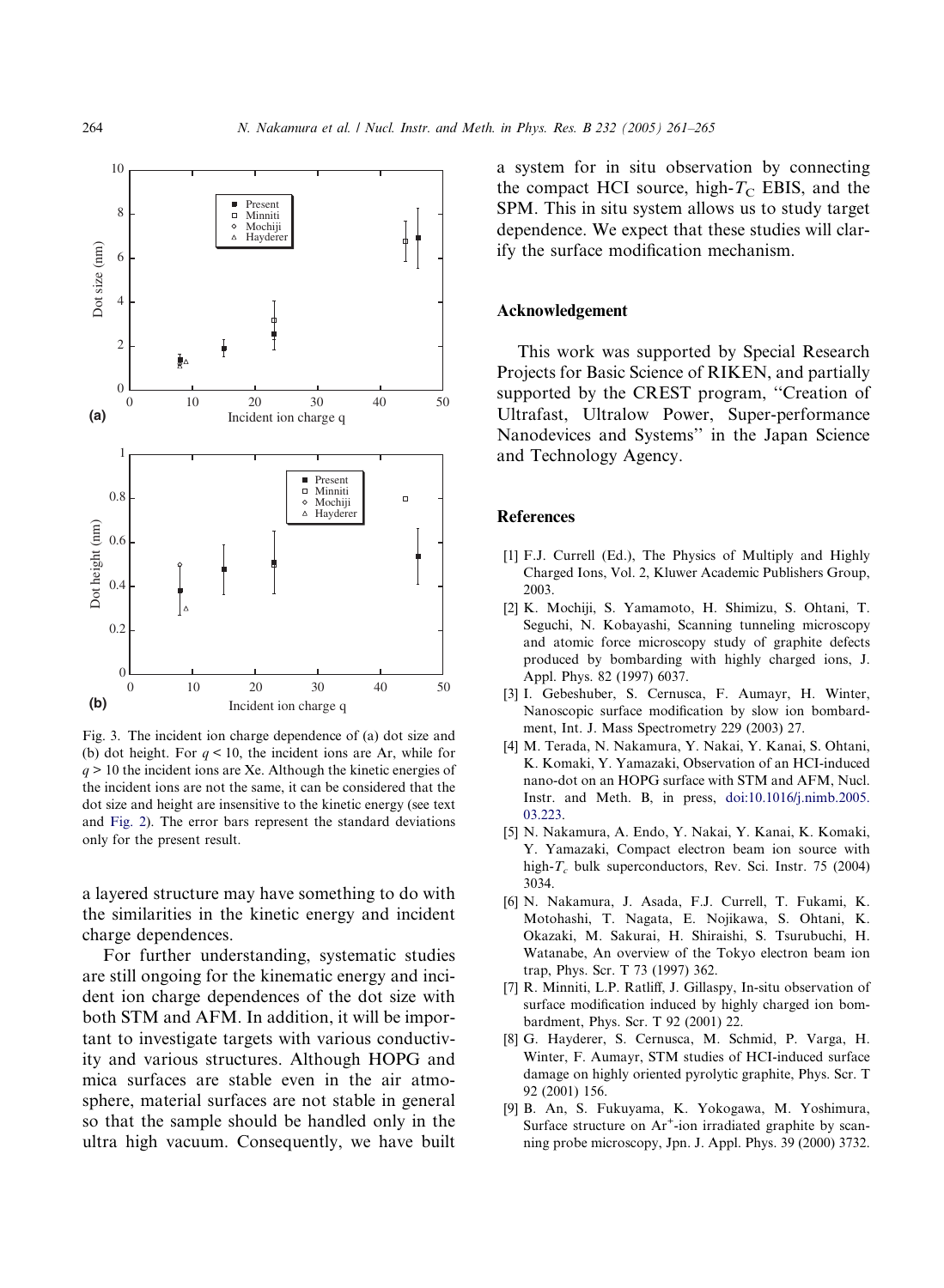Fig. 3. The incident ion charge dependence of (a) dot size and (b) dot height. For $q < 10$, the incident ions are Ar, while for $q > 10$ the incident ions are Xe. Although the kinetic energies of the incident ions are not the same, it can be considered that the dot size and height are insensitive to the kinetic energy (see text and Fig. 2). The error bars represent the standard deviations only for the present result.

a layered structure may have something to do with the similarities in the kinetic energy and incident charge dependences.

For further understanding, systematic studies are still ongoing for the kinematic energy and incident ion charge dependences of the dot size with both STM and AFM. In addition, it will be important to investigate targets with various conductivity and various structures. Although HOPG and mica surfaces are stable even in the air atmosphere, material surfaces are not stable in general so that the sample should be handled only in the ultra high vacuum. Consequently, we have built a system for in situ observation by connecting the compact HCI source, high-$T_C$ EBIS, and the SPM. This in situ system allows us to study target dependence. We expect that these studies will clarify the surface modification mechanism.

## Acknowledgement

This work was supported by Special Research Projects for Basic Science of RIKEN, and partially supported by the CREST program, "Creation of Ultrafast, Ultralow Power, Super-performance Nanodevices and Systems" in the Japan Science and Technology Agency.

## References

[1] F.J. Currell (Ed.), The Physics of Multiply and Highly Charged Ions, Vol. 2, Kluwer Academic Publishers Group, 2003.

[2] K. Mochiji, S. Yamamoto, H. Shimizu, S. Ohtani, T. Seguchi, N. Kobayashi, Scanning tunneling microscopy and atomic force microscopy study of graphite defects produced by bombarding with highly charged ions, J. Appl. Phys. 82 (1997) 6037.

[3] I. Gebeshuber, S. Cernusca, F. Aumayr, H. Winter, Nanoscopic surface modification by slow ion bombardment, Int. J. Mass Spectrometry 229 (2003) 27.

[4] M. Terada, N. Nakamura, Y. Nakai, Y. Kanai, S. Ohtani, K. Komaki, Y. Yamazaki, Observation of an HCI-induced nano-dot on an HOPG surface with STM and AFM, Nucl. Instr. and Meth. B, in press, doi:10.1016/j.nimb.2005.03.223.

[5] N. Nakamura, A. Endo, Y. Nakai, Y. Kanai, K. Komaki, Y. Yamazaki, Compact electron beam ion source with high-$T_c$ bulk superconductors, Rev. Sci. Instr. 75 (2004) 3034.

[6] N. Nakamura, J. Asada, F.J. Currell, T. Fukami, K. Motohashi, T. Nagata, E. Nojikawa, S. Ohtani, K. Okazaki, M. Sakurai, H. Shiraishi, S. Tsurubuchi, H. Watanabe, An overview of the Tokyo electron beam ion trap, Phys. Scr. T 73 (1997) 362.

[7] R. Minniti, L.P. Ratliff, J. Gillaspy, In-situ observation of surface modification induced by highly charged ion bombardment, Phys. Scr. T 92 (2001) 22.

[8] G. Hayderer, S. Cernusca, M. Schmid, P. Varga, H. Winter, F. Aumayr, STM studies of HCI-induced surface damage on highly oriented pyrolytic graphite, Phys. Scr. T 92 (2001) 156.

[9] B. An, S. Fukuyama, K. Yokogawa, M. Yoshimura, Surface structure on $Ar^+$-ion irradiated graphite by scanning probe microscopy, Jpn. J. Appl. Phys. 39 (2000) 3732.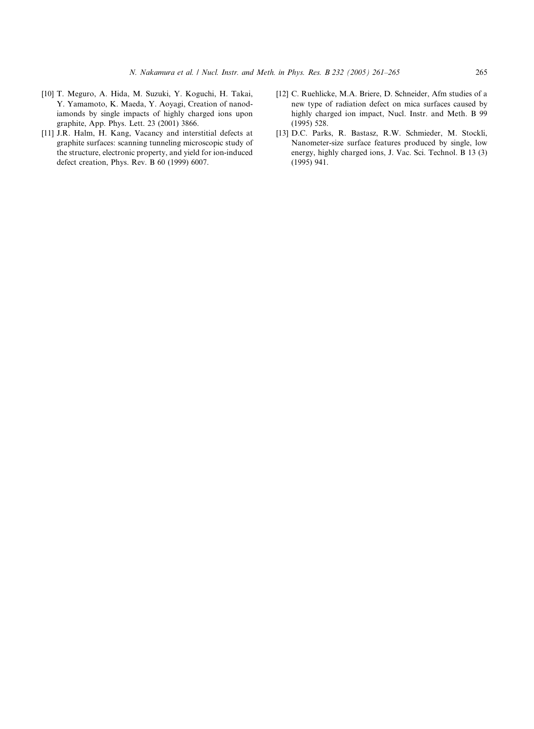[10] T. Meguro, A. Hida, M. Suzuki, Y. Koguchi, H. Takai, Y. Yamamoto, K. Maeda, Y. Aoyagi, Creation of nanodiamonds by single impacts of highly charged ions upon graphite, App. Phys. Lett. 23 (2001) 3866.

[11] J.R. Halm, H. Kang, Vacancy and interstitial defects at graphite surfaces: scanning tunneling microscopic study of the structure, electronic property, and yield for ion-induced defect creation, Phys. Rev. B 60 (1999) 6007.

[12] C. Ruehlicke, M.A. Briere, D. Schneider, Afm studies of a new type of radiation defect on mica surfaces caused by highly charged ion impact, Nucl. Instr. and Meth. B 99 (1995) 528.

[13] D.C. Parks, R. Bastasz, R.W. Schmieder, M. Stockli, Nanometer-size surface features produced by single, low energy, highly charged ions, J. Vac. Sci. Technol. B 13 (3) (1995) 941.